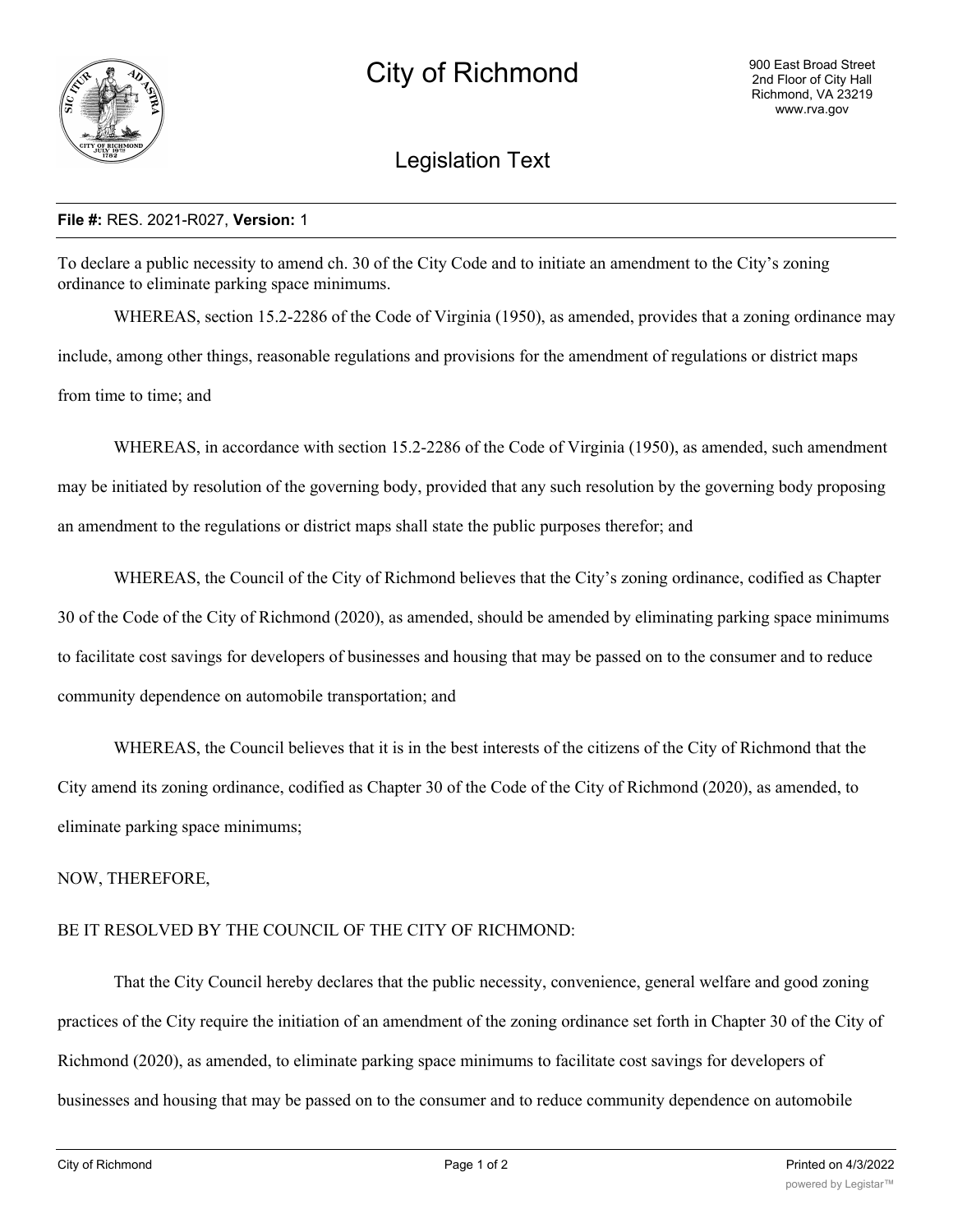# City of Richmond

900 East Broad Street
2nd Floor of City Hall
Richmond, VA 23219
www.rva.gov

## Legislation Text

**File #:** RES. 2021-R027, **Version:** 1

To declare a public necessity to amend ch. 30 of the City Code and to initiate an amendment to the City's zoning ordinance to eliminate parking space minimums.

WHEREAS, section 15.2-2286 of the Code of Virginia (1950), as amended, provides that a zoning ordinance may include, among other things, reasonable regulations and provisions for the amendment of regulations or district maps from time to time; and

WHEREAS, in accordance with section 15.2-2286 of the Code of Virginia (1950), as amended, such amendment may be initiated by resolution of the governing body, provided that any such resolution by the governing body proposing an amendment to the regulations or district maps shall state the public purposes therefor; and

WHEREAS, the Council of the City of Richmond believes that the City's zoning ordinance, codified as Chapter 30 of the Code of the City of Richmond (2020), as amended, should be amended by eliminating parking space minimums to facilitate cost savings for developers of businesses and housing that may be passed on to the consumer and to reduce community dependence on automobile transportation; and

WHEREAS, the Council believes that it is in the best interests of the citizens of the City of Richmond that the City amend its zoning ordinance, codified as Chapter 30 of the Code of the City of Richmond (2020), as amended, to eliminate parking space minimums;

NOW, THEREFORE,

BE IT RESOLVED BY THE COUNCIL OF THE CITY OF RICHMOND:

That the City Council hereby declares that the public necessity, convenience, general welfare and good zoning practices of the City require the initiation of an amendment of the zoning ordinance set forth in Chapter 30 of the City of Richmond (2020), as amended, to eliminate parking space minimums to facilitate cost savings for developers of businesses and housing that may be passed on to the consumer and to reduce community dependence on automobile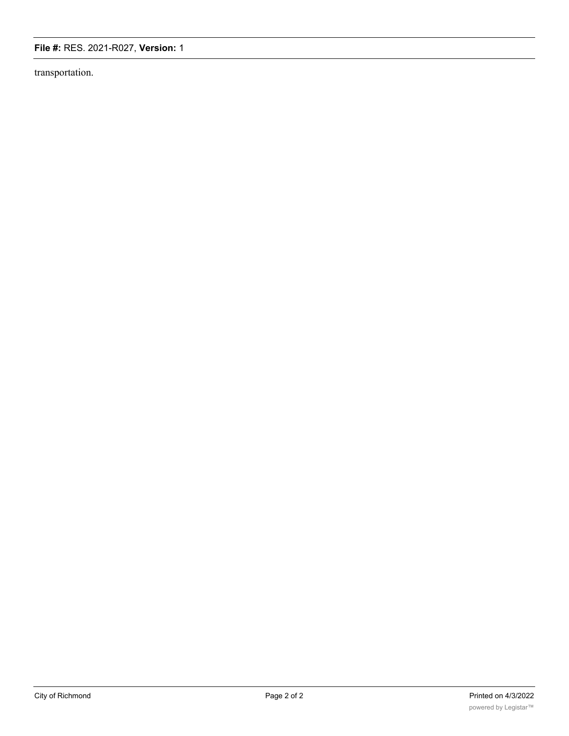transportation.